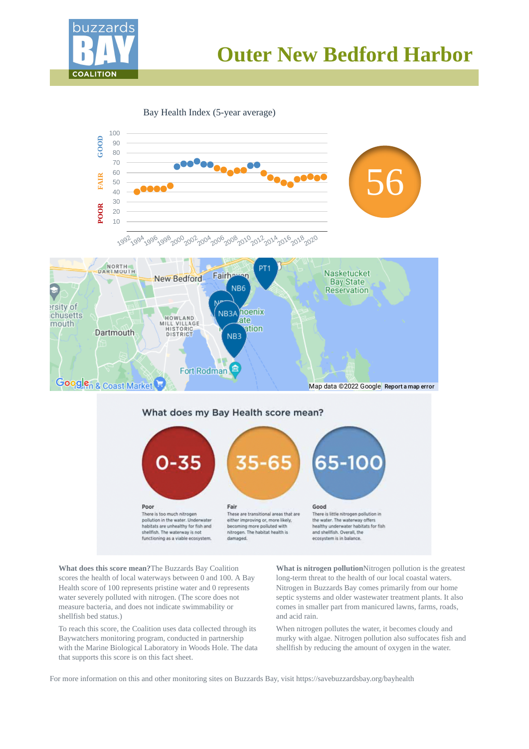# Outer New Bedford Harbor

Bay Health Index (5-year average)

56

## What does my Bay Health score mean?

**0-35**

**Poor**
There is too much nitrogen pollution in the water. Underwater habitats are unhealthy for fish and shellfish. The waterway is not functioning as a viable ecosystem.

**35-65**

**Fair**
These are transitional areas that are either improving or, more likely, becoming more polluted with nitrogen. The habitat health is damaged.

**65-100**

**Good**
There is little nitrogen pollution in the water. The waterway offers healthy underwater habitats for fish and shellfish. Overall, the ecosystem is in balance.

**What does this score mean?**The Buzzards Bay Coalition scores the health of local waterways between 0 and 100. A Bay Health score of 100 represents pristine water and 0 represents water severely polluted with nitrogen. (The score does not measure bacteria, and does not indicate swimmability or shellfish bed status.)

To reach this score, the Coalition uses data collected through its Baywatchers monitoring program, conducted in partnership with the Marine Biological Laboratory in Woods Hole. The data that supports this score is on this fact sheet.

**What is nitrogen pollution**Nitrogen pollution is the greatest long-term threat to the health of our local coastal waters. Nitrogen in Buzzards Bay comes primarily from our home septic systems and older wastewater treatment plants. It also comes in smaller part from manicured lawns, farms, roads, and acid rain.

When nitrogen pollutes the water, it becomes cloudy and murky with algae. Nitrogen pollution also suffocates fish and shellfish by reducing the amount of oxygen in the water.

For more information on this and other monitoring sites on Buzzards Bay, visit https://savebuzzardsbay.org/bayhealth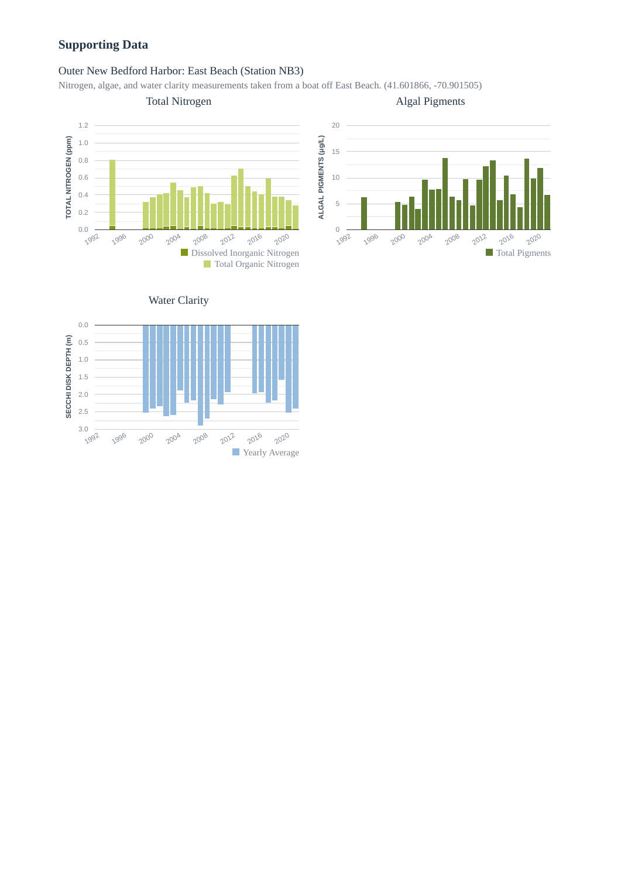## Supporting Data

### Outer New Bedford Harbor: East Beach (Station NB3)

Nitrogen, algae, and water clarity measurements taken from a boat off East Beach. (41.601866, -70.901505)

Total Nitrogen

TOTAL NITROGEN (ppm)

Dissolved Inorganic Nitrogen
Total Organic Nitrogen

Algal Pigments

ALGAL PIGMENTS (µg/L)

Total Pigments

Water Clarity

SECCHI DISK DEPTH (m)

Yearly Average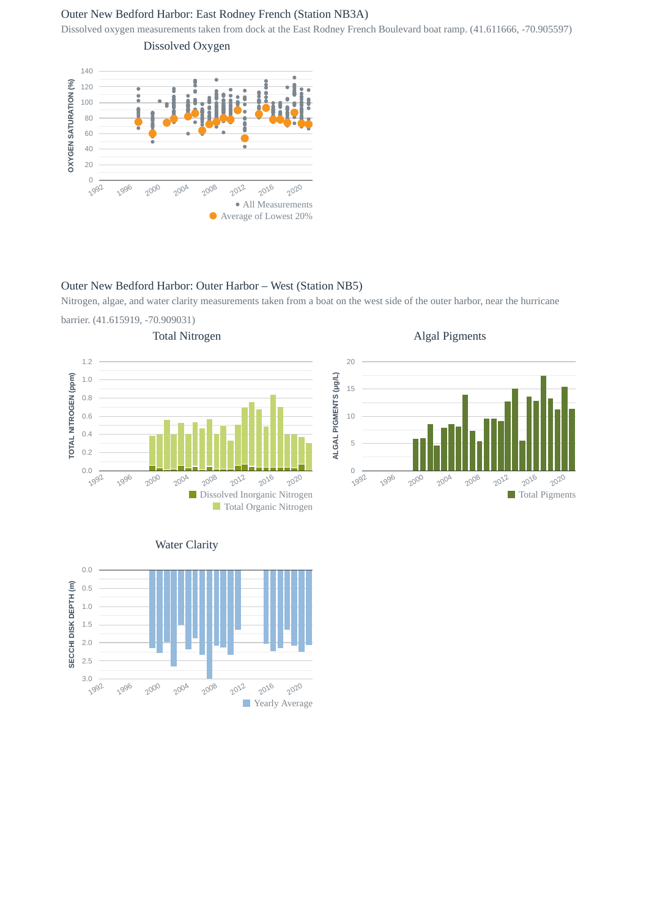## Outer New Bedford Harbor: East Rodney French (Station NB3A)

Dissolved oxygen measurements taken from dock at the East Rodney French Boulevard boat ramp. (41.611666, -70.905597)

Dissolved Oxygen

OXYGEN SATURATION (%)

140
120
100
80
60
40
20
0

1992 1996 2000 2004 2008 2012 2016 2020

● All Measurements
● Average of Lowest 20%

## Outer New Bedford Harbor: Outer Harbor – West (Station NB5)

Nitrogen, algae, and water clarity measurements taken from a boat on the west side of the outer harbor, near the hurricane barrier. (41.615919, -70.909031)

Total Nitrogen

TOTAL NITROGEN (ppm)

1.2
1.0
0.8
0.6
0.4
0.2
0.0

1992 1996 2000 2004 2008 2012 2016 2020

Dissolved Inorganic Nitrogen
Total Organic Nitrogen

Algal Pigments

ALGAL PIGMENTS (µg/L)

20
15
10
5
0

1992 1996 2000 2004 2008 2012 2016 2020

Total Pigments

Water Clarity

SECCHI DISK DEPTH (m)

0.0
0.5
1.0
1.5
2.0
2.5
3.0

1992 1996 2000 2004 2008 2012 2016 2020

Yearly Average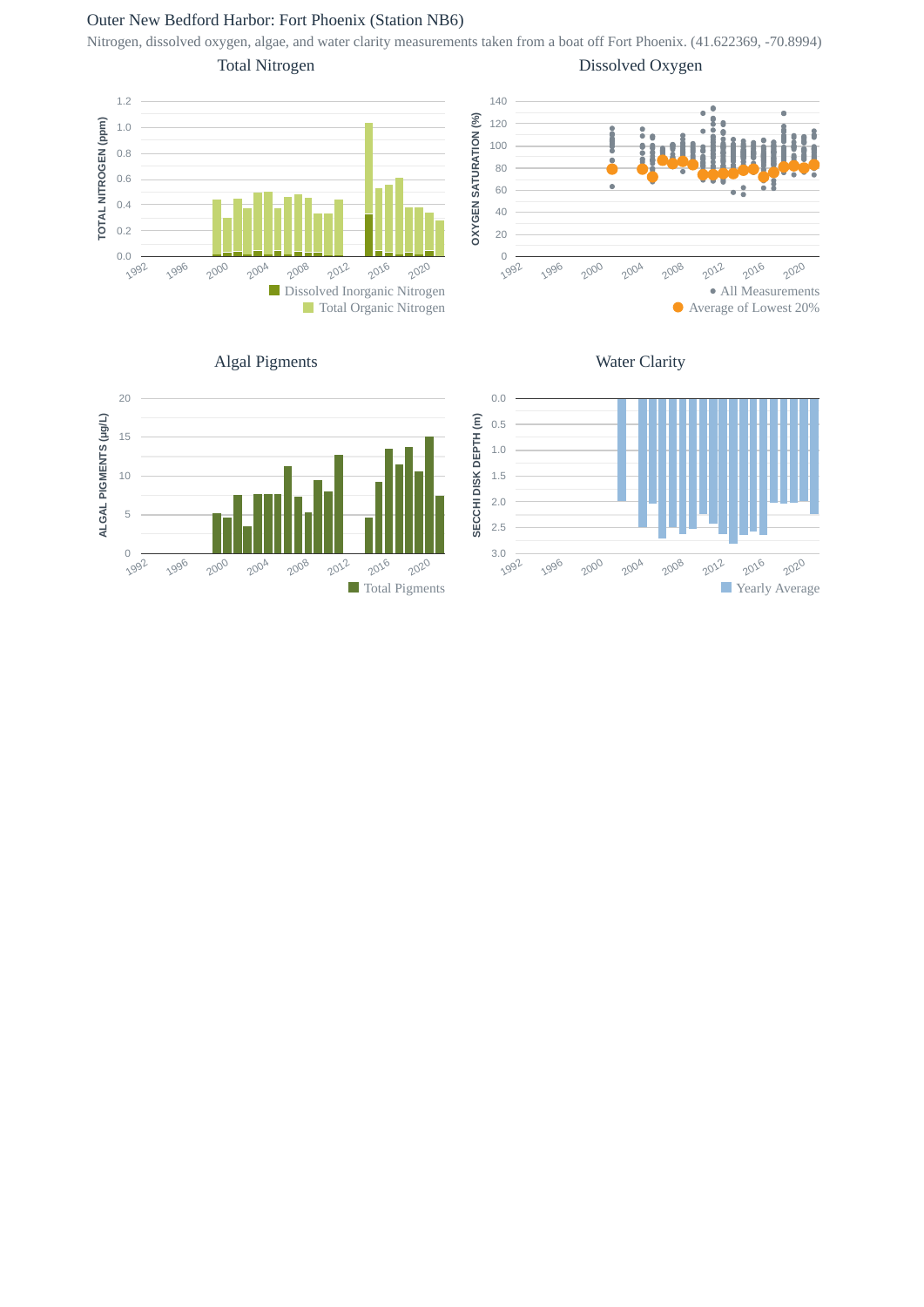# Outer New Bedford Harbor: Fort Phoenix (Station NB6)

Nitrogen, dissolved oxygen, algae, and water clarity measurements taken from a boat off Fort Phoenix. (41.622369, -70.8994)

## Total Nitrogen

TOTAL NITROGEN (ppm)

Dissolved Inorganic Nitrogen

Total Organic Nitrogen

## Dissolved Oxygen

OXYGEN SATURATION (%)

All Measurements

Average of Lowest 20%

## Algal Pigments

ALGAL PIGMENTS (µg/L)

Total Pigments

## Water Clarity

SECCHI DISK DEPTH (m)

Yearly Average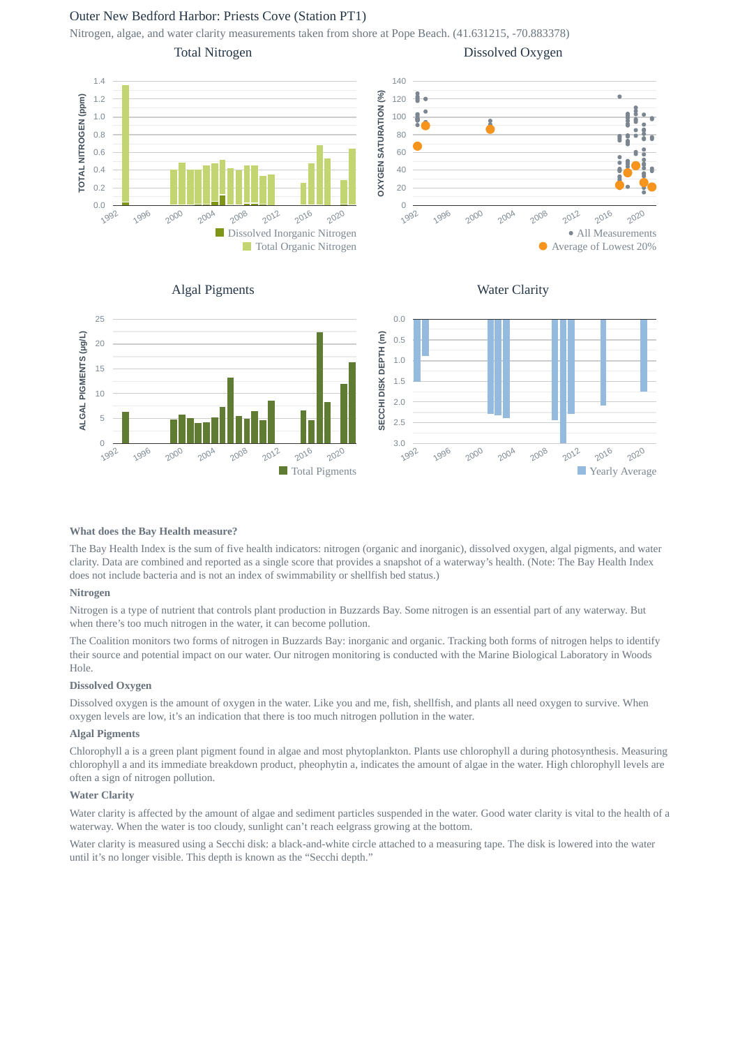# Outer New Bedford Harbor: Priests Cove (Station PT1)

Nitrogen, algae, and water clarity measurements taken from shore at Pope Beach. (41.631215, -70.883378)

## Total Nitrogen

TOTAL NITROGEN (ppm)

1.4
1.2
1.0
0.8
0.6
0.4
0.2
0.0

1992 1996 2000 2004 2008 2012 2016 2020

Dissolved Inorganic Nitrogen
Total Organic Nitrogen

## Dissolved Oxygen

OXYGEN SATURATION (%)

140
120
100
80
60
40
20
0

1992 1996 2000 2004 2008 2012 2016 2020

All Measurements
Average of Lowest 20%

## Algal Pigments

ALGAL PIGMENTS (µg/L)

25
20
15
10
5
0

1992 1996 2000 2004 2008 2012 2016 2020

Total Pigments

## Water Clarity

SECCHI DISK DEPTH (m)

0.0
0.5
1.0
1.5
2.0
2.5
3.0

1992 1996 2000 2004 2008 2012 2016 2020

Yearly Average

**What does the Bay Health measure?**

The Bay Health Index is the sum of five health indicators: nitrogen (organic and inorganic), dissolved oxygen, algal pigments, and water clarity. Data are combined and reported as a single score that provides a snapshot of a waterway's health. (Note: The Bay Health Index does not include bacteria and is not an index of swimmability or shellfish bed status.)

**Nitrogen**

Nitrogen is a type of nutrient that controls plant production in Buzzards Bay. Some nitrogen is an essential part of any waterway. But when there's too much nitrogen in the water, it can become pollution.

The Coalition monitors two forms of nitrogen in Buzzards Bay: inorganic and organic. Tracking both forms of nitrogen helps to identify their source and potential impact on our water. Our nitrogen monitoring is conducted with the Marine Biological Laboratory in Woods Hole.

**Dissolved Oxygen**

Dissolved oxygen is the amount of oxygen in the water. Like you and me, fish, shellfish, and plants all need oxygen to survive. When oxygen levels are low, it's an indication that there is too much nitrogen pollution in the water.

**Algal Pigments**

Chlorophyll a is a green plant pigment found in algae and most phytoplankton. Plants use chlorophyll a during photosynthesis. Measuring chlorophyll a and its immediate breakdown product, pheophytin a, indicates the amount of algae in the water. High chlorophyll levels are often a sign of nitrogen pollution.

**Water Clarity**

Water clarity is affected by the amount of algae and sediment particles suspended in the water. Good water clarity is vital to the health of a waterway. When the water is too cloudy, sunlight can't reach eelgrass growing at the bottom.

Water clarity is measured using a Secchi disk: a black-and-white circle attached to a measuring tape. The disk is lowered into the water until it's no longer visible. This depth is known as the "Secchi depth."